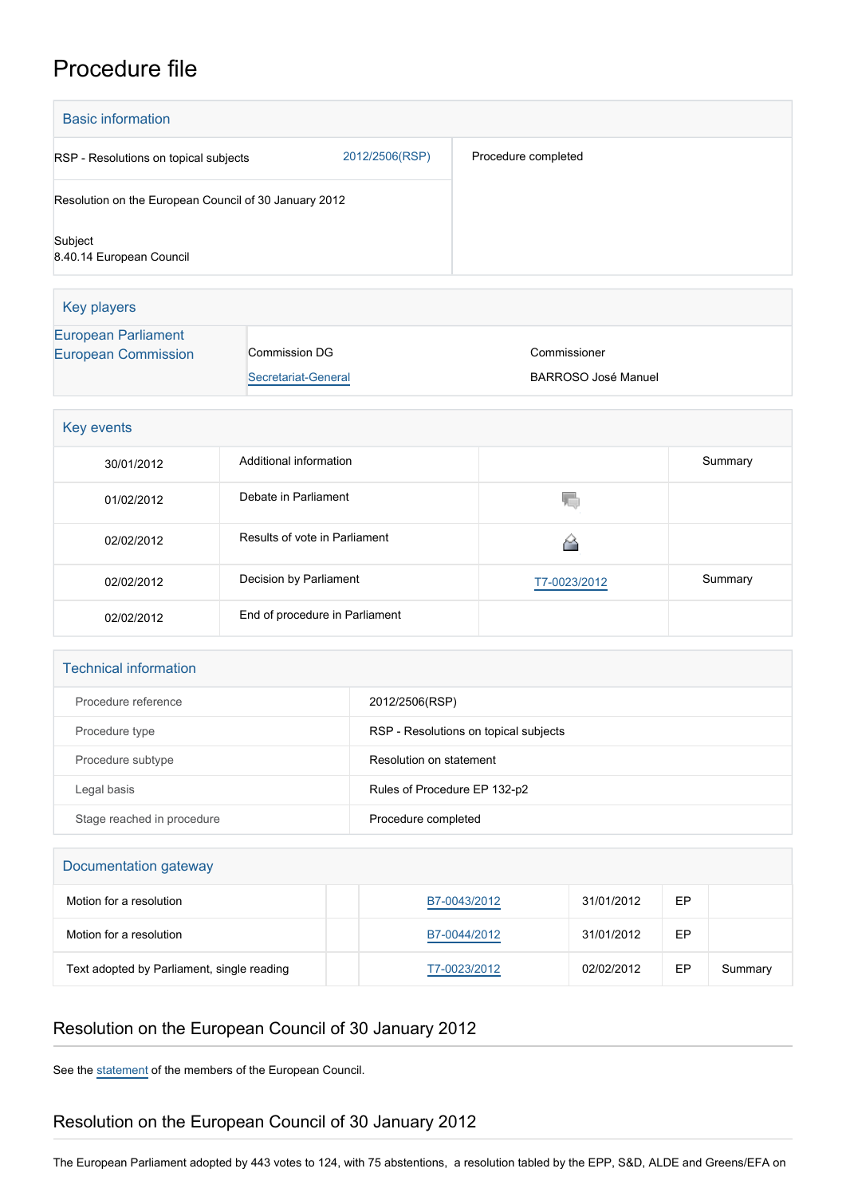# Procedure file

## Basic information

| | | |
|---|---|---|
| RSP - Resolutions on topical subjects | 2012/2506(RSP) | Procedure completed |
| Resolution on the European Council of 30 January 2012 | | |
| Subject<br>8.40.14 European Council | | |

## Key players

| | | |
|---|---|---|
| European Parliament | | |
| European Commission | Commission DG<br>Secretariat-General | Commissioner<br>BARROSO José Manuel |

## Key events

| | | | |
|---|---|---|---|
| 30/01/2012 | Additional information | | Summary |
| 01/02/2012 | Debate in Parliament | | |
| 02/02/2012 | Results of vote in Parliament | | |
| 02/02/2012 | Decision by Parliament | T7-0023/2012 | Summary |
| 02/02/2012 | End of procedure in Parliament | | |

## Technical information

| | |
|---|---|
| Procedure reference | 2012/2506(RSP) |
| Procedure type | RSP - Resolutions on topical subjects |
| Procedure subtype | Resolution on statement |
| Legal basis | Rules of Procedure EP 132-p2 |
| Stage reached in procedure | Procedure completed |

## Documentation gateway

| | | | | | |
|---|---|---|---|---|---|
| Motion for a resolution | | B7-0043/2012 | 31/01/2012 | EP | |
| Motion for a resolution | | B7-0044/2012 | 31/01/2012 | EP | |
| Text adopted by Parliament, single reading | | T7-0023/2012 | 02/02/2012 | EP | Summary |

## Resolution on the European Council of 30 January 2012

See the statement of the members of the European Council.

## Resolution on the European Council of 30 January 2012

The European Parliament adopted by 443 votes to 124, with 75 abstentions, a resolution tabled by the EPP, S&D, ALDE and Greens/EFA on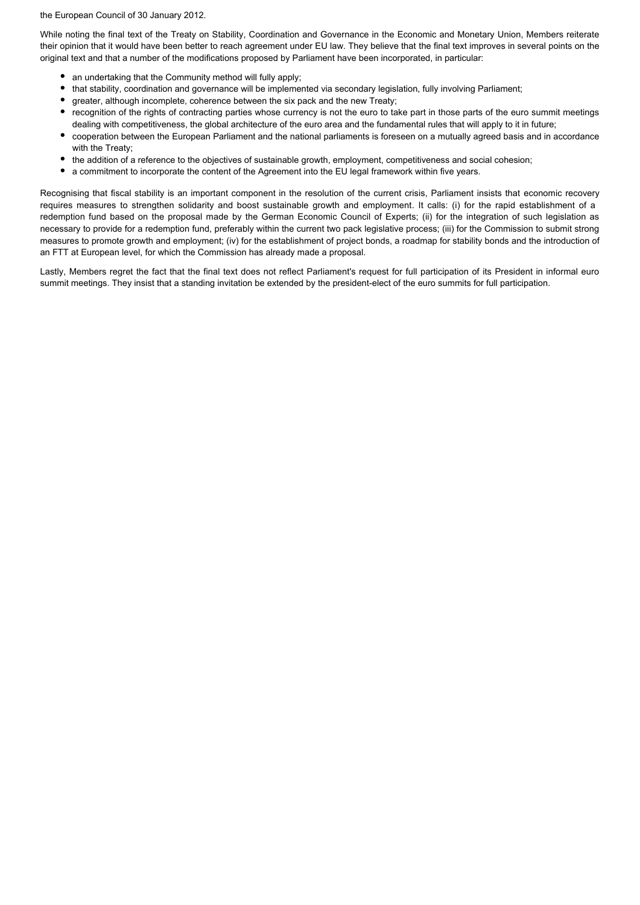the European Council of 30 January 2012.

While noting the final text of the Treaty on Stability, Coordination and Governance in the Economic and Monetary Union, Members reiterate their opinion that it would have been better to reach agreement under EU law. They believe that the final text improves in several points on the original text and that a number of the modifications proposed by Parliament have been incorporated, in particular:

- an undertaking that the Community method will fully apply;
- that stability, coordination and governance will be implemented via secondary legislation, fully involving Parliament;
- greater, although incomplete, coherence between the six pack and the new Treaty;
- recognition of the rights of contracting parties whose currency is not the euro to take part in those parts of the euro summit meetings dealing with competitiveness, the global architecture of the euro area and the fundamental rules that will apply to it in future;
- cooperation between the European Parliament and the national parliaments is foreseen on a mutually agreed basis and in accordance with the Treaty;
- the addition of a reference to the objectives of sustainable growth, employment, competitiveness and social cohesion;
- a commitment to incorporate the content of the Agreement into the EU legal framework within five years.

Recognising that fiscal stability is an important component in the resolution of the current crisis, Parliament insists that economic recovery requires measures to strengthen solidarity and boost sustainable growth and employment. It calls: (i) for the rapid establishment of a redemption fund based on the proposal made by the German Economic Council of Experts; (ii) for the integration of such legislation as necessary to provide for a redemption fund, preferably within the current two pack legislative process; (iii) for the Commission to submit strong measures to promote growth and employment; (iv) for the establishment of project bonds, a roadmap for stability bonds and the introduction of an FTT at European level, for which the Commission has already made a proposal.

Lastly, Members regret the fact that the final text does not reflect Parliament's request for full participation of its President in informal euro summit meetings. They insist that a standing invitation be extended by the president-elect of the euro summits for full participation.